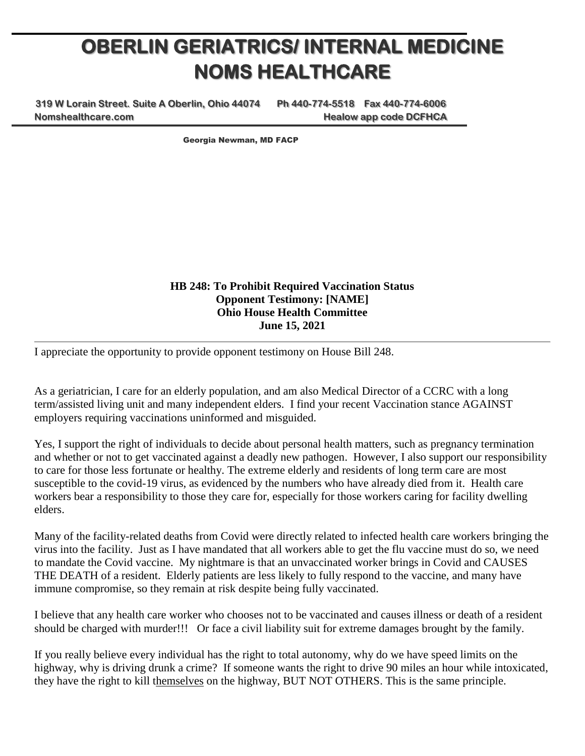# OBERLIN GERIATRICS/ INTERNAL MEDICINE
# NOMS HEALTHCARE

**319 W Lorain Street. Suite A Oberlin, Ohio 44074 Ph 440-774-5518 Fax 440-774-6006**
**Nomshealthcare.com Healow app code DCFHCA**

**Georgia Newman, MD FACP**

**HB 248: To Prohibit Required Vaccination Status**
**Opponent Testimony: [NAME]**
**Ohio House Health Committee**
**June 15, 2021**

---

I appreciate the opportunity to provide opponent testimony on House Bill 248.

As a geriatrician, I care for an elderly population, and am also Medical Director of a CCRC with a long term/assisted living unit and many independent elders. I find your recent Vaccination stance AGAINST employers requiring vaccinations uninformed and misguided.

Yes, I support the right of individuals to decide about personal health matters, such as pregnancy termination and whether or not to get vaccinated against a deadly new pathogen. However, I also support our responsibility to care for those less fortunate or healthy. The extreme elderly and residents of long term care are most susceptible to the covid-19 virus, as evidenced by the numbers who have already died from it. Health care workers bear a responsibility to those they care for, especially for those workers caring for facility dwelling elders.

Many of the facility-related deaths from Covid were directly related to infected health care workers bringing the virus into the facility. Just as I have mandated that all workers able to get the flu vaccine must do so, we need to mandate the Covid vaccine. My nightmare is that an unvaccinated worker brings in Covid and CAUSES THE DEATH of a resident. Elderly patients are less likely to fully respond to the vaccine, and many have immune compromise, so they remain at risk despite being fully vaccinated.

I believe that any health care worker who chooses not to be vaccinated and causes illness or death of a resident should be charged with murder!!! Or face a civil liability suit for extreme damages brought by the family.

If you really believe every individual has the right to total autonomy, why do we have speed limits on the highway, why is driving drunk a crime? If someone wants the right to drive 90 miles an hour while intoxicated, they have the right to kill <u>themselves</u> on the highway, BUT NOT OTHERS. This is the same principle.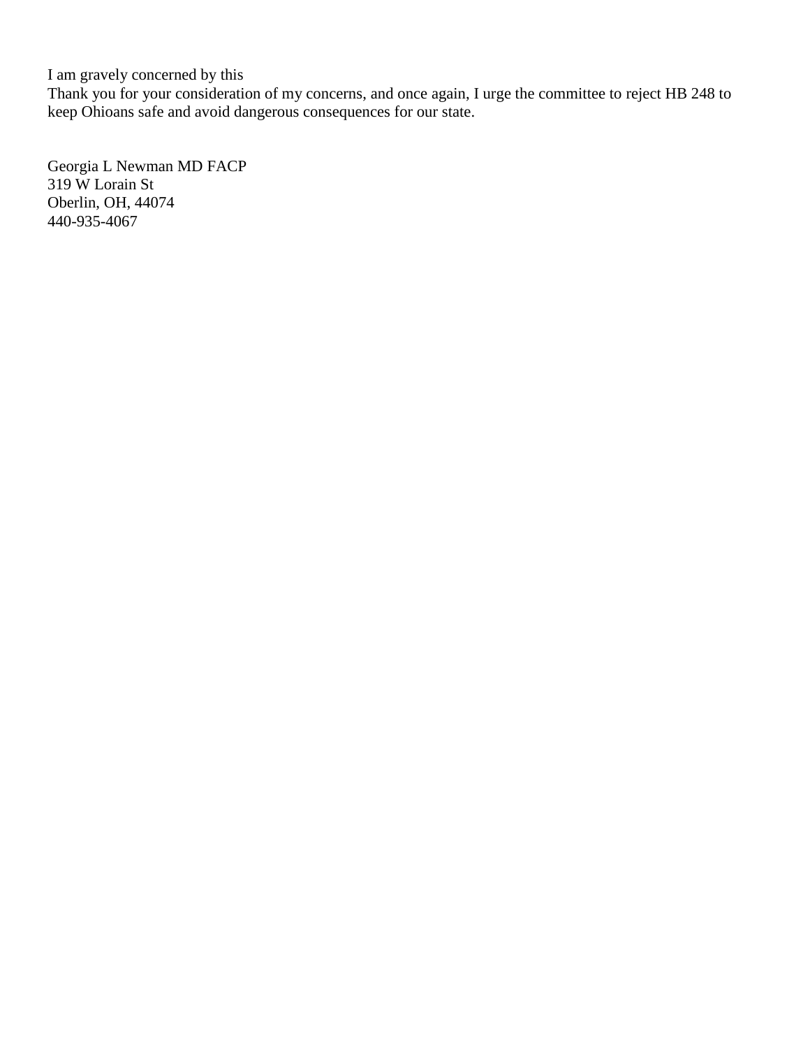I am gravely concerned by this
Thank you for your consideration of my concerns, and once again, I urge the committee to reject HB 248 to keep Ohioans safe and avoid dangerous consequences for our state.

Georgia L Newman MD FACP
319 W Lorain St
Oberlin, OH, 44074
440-935-4067